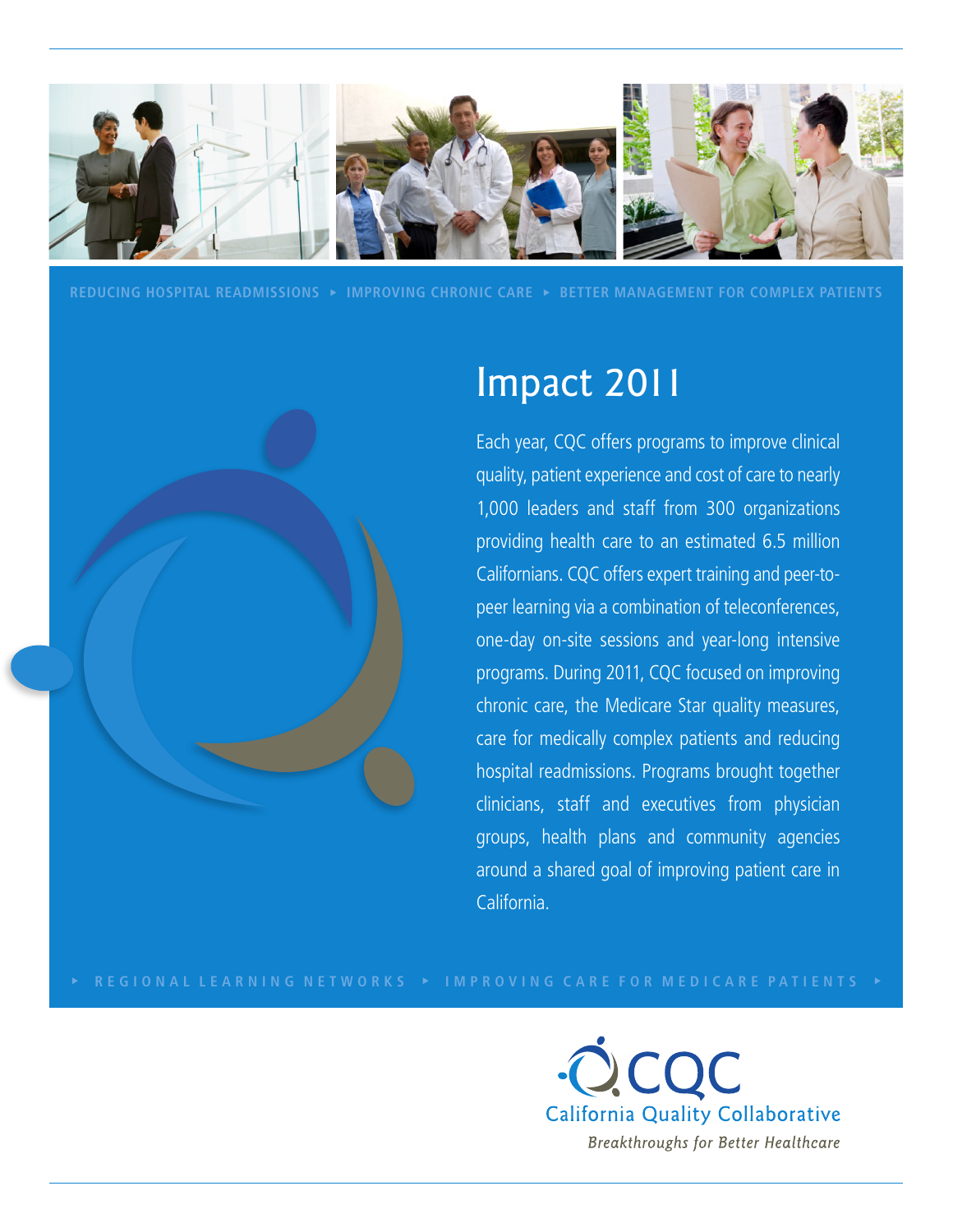REDUCING HOSPITAL READMISSIONS ▸ IMPROVING CHRONIC CARE ▸ BETTER MANAGEMENT FOR COMPLEX PATIENTS

# Impact 2011

Each year, CQC offers programs to improve clinical quality, patient experience and cost of care to nearly 1,000 leaders and staff from 300 organizations providing health care to an estimated 6.5 million Californians. CQC offers expert training and peer-to-peer learning via a combination of teleconferences, one-day on-site sessions and year-long intensive programs. During 2011, CQC focused on improving chronic care, the Medicare Star quality measures, care for medically complex patients and reducing hospital readmissions. Programs brought together clinicians, staff and executives from physician groups, health plans and community agencies around a shared goal of improving patient care in California.

▸ REGIONAL LEARNING NETWORKS ▸ IMPROVING CARE FOR MEDICARE PATIENTS ▸

CQC
California Quality Collaborative
*Breakthroughs for Better Healthcare*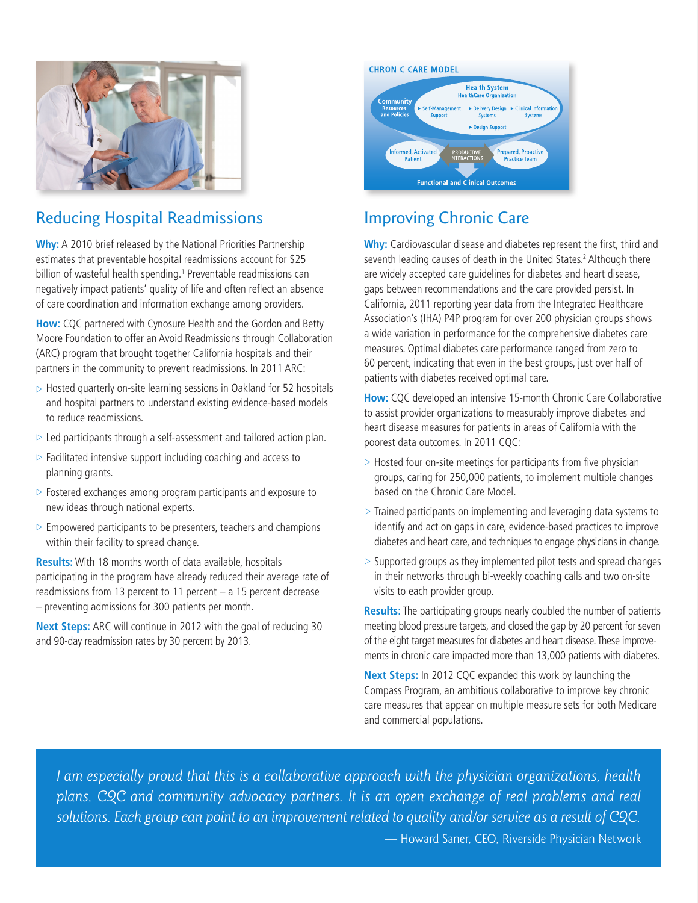## Reducing Hospital Readmissions

**Why:** A 2010 brief released by the National Priorities Partnership estimates that preventable hospital readmissions account for $25 billion of wasteful health spending.[1] Preventable readmissions can negatively impact patients' quality of life and often reflect an absence of care coordination and information exchange among providers.

**How:** CQC partnered with Cynosure Health and the Gordon and Betty Moore Foundation to offer an Avoid Readmissions through Collaboration (ARC) program that brought together California hospitals and their partners in the community to prevent readmissions. In 2011 ARC:

- Hosted quarterly on-site learning sessions in Oakland for 52 hospitals and hospital partners to understand existing evidence-based models to reduce readmissions.
- Led participants through a self-assessment and tailored action plan.
- Facilitated intensive support including coaching and access to planning grants.
- Fostered exchanges among program participants and exposure to new ideas through national experts.
- Empowered participants to be presenters, teachers and champions within their facility to spread change.

**Results:** With 18 months worth of data available, hospitals participating in the program have already reduced their average rate of readmissions from 13 percent to 11 percent – a 15 percent decrease – preventing admissions for 300 patients per month.

**Next Steps:** ARC will continue in 2012 with the goal of reducing 30 and 90-day readmission rates by 30 percent by 2013.

**CHRONIC CARE MODEL**

Community Resources and Policies; Health System – HealthCare Organization: Self-Management Support, Delivery Design Systems, Clinical Information Systems, Design Support; Informed, Activated Patient – PRODUCTIVE INTERACTIONS – Prepared, Proactive Practice Team; Functional and Clinical Outcomes

## Improving Chronic Care

**Why:** Cardiovascular disease and diabetes represent the first, third and seventh leading causes of death in the United States.[2] Although there are widely accepted care guidelines for diabetes and heart disease, gaps between recommendations and the care provided persist. In California, 2011 reporting year data from the Integrated Healthcare Association's (IHA) P4P program for over 200 physician groups shows a wide variation in performance for the comprehensive diabetes care measures. Optimal diabetes care performance ranged from zero to 60 percent, indicating that even in the best groups, just over half of patients with diabetes received optimal care.

**How:** CQC developed an intensive 15-month Chronic Care Collaborative to assist provider organizations to measurably improve diabetes and heart disease measures for patients in areas of California with the poorest data outcomes. In 2011 CQC:

- Hosted four on-site meetings for participants from five physician groups, caring for 250,000 patients, to implement multiple changes based on the Chronic Care Model.
- Trained participants on implementing and leveraging data systems to identify and act on gaps in care, evidence-based practices to improve diabetes and heart care, and techniques to engage physicians in change.
- Supported groups as they implemented pilot tests and spread changes in their networks through bi-weekly coaching calls and two on-site visits to each provider group.

**Results:** The participating groups nearly doubled the number of patients meeting blood pressure targets, and closed the gap by 20 percent for seven of the eight target measures for diabetes and heart disease. These improvements in chronic care impacted more than 13,000 patients with diabetes.

**Next Steps:** In 2012 CQC expanded this work by launching the Compass Program, an ambitious collaborative to improve key chronic care measures that appear on multiple measure sets for both Medicare and commercial populations.

> *I am especially proud that this is a collaborative approach with the physician organizations, health plans, CQC and community advocacy partners. It is an open exchange of real problems and real solutions. Each group can point to an improvement related to quality and/or service as a result of CQC.*
>
> — Howard Saner, CEO, Riverside Physician Network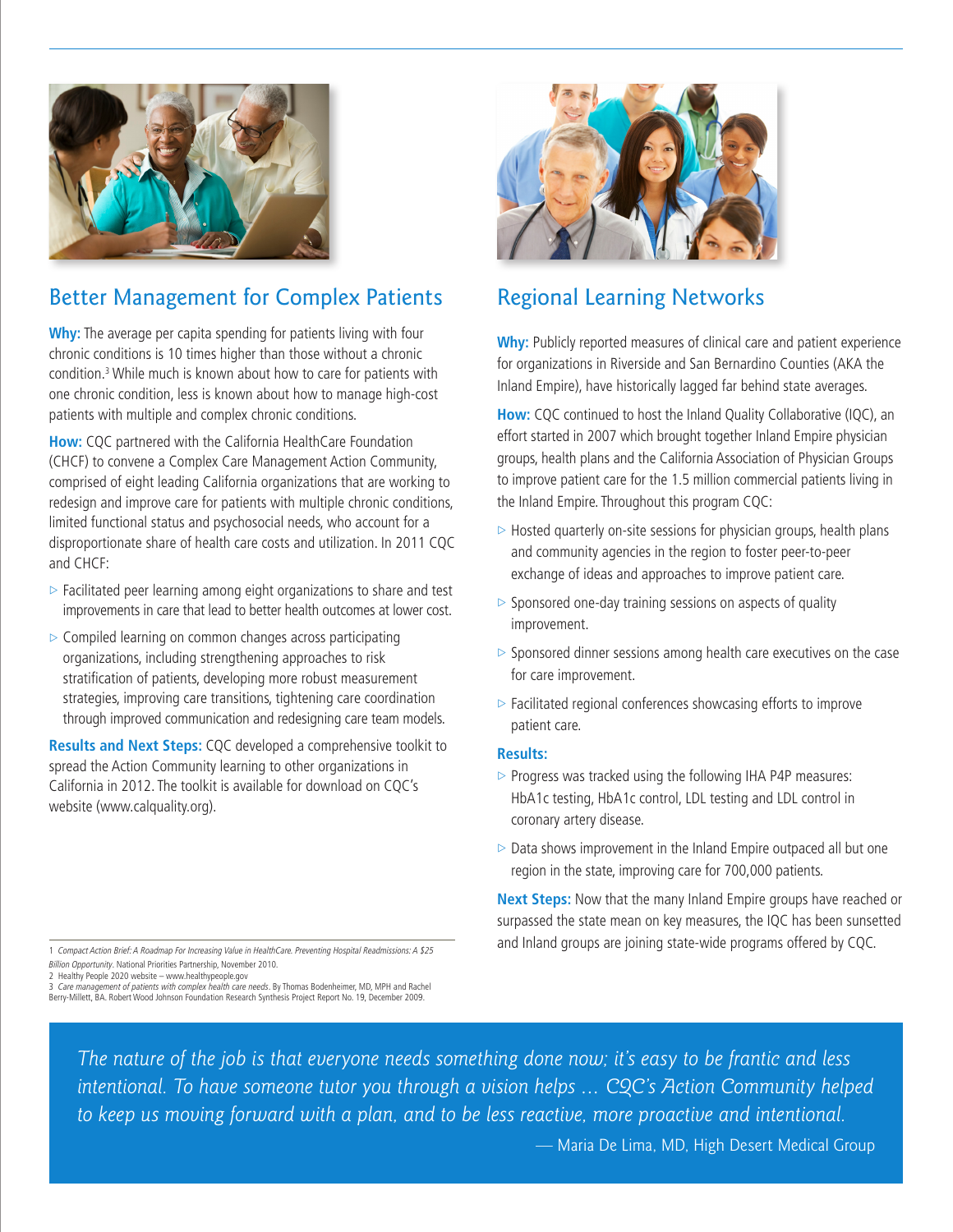## Better Management for Complex Patients

**Why:** The average per capita spending for patients living with four chronic conditions is 10 times higher than those without a chronic condition.[3] While much is known about how to care for patients with one chronic condition, less is known about how to manage high-cost patients with multiple and complex chronic conditions.

**How:** CQC partnered with the California HealthCare Foundation (CHCF) to convene a Complex Care Management Action Community, comprised of eight leading California organizations that are working to redesign and improve care for patients with multiple chronic conditions, limited functional status and psychosocial needs, who account for a disproportionate share of health care costs and utilization. In 2011 CQC and CHCF:

- Facilitated peer learning among eight organizations to share and test improvements in care that lead to better health outcomes at lower cost.
- Compiled learning on common changes across participating organizations, including strengthening approaches to risk stratification of patients, developing more robust measurement strategies, improving care transitions, tightening care coordination through improved communication and redesigning care team models.

**Results and Next Steps:** CQC developed a comprehensive toolkit to spread the Action Community learning to other organizations in California in 2012. The toolkit is available for download on CQC's website (www.calquality.org).

## Regional Learning Networks

**Why:** Publicly reported measures of clinical care and patient experience for organizations in Riverside and San Bernardino Counties (AKA the Inland Empire), have historically lagged far behind state averages.

**How:** CQC continued to host the Inland Quality Collaborative (IQC), an effort started in 2007 which brought together Inland Empire physician groups, health plans and the California Association of Physician Groups to improve patient care for the 1.5 million commercial patients living in the Inland Empire. Throughout this program CQC:

- Hosted quarterly on-site sessions for physician groups, health plans and community agencies in the region to foster peer-to-peer exchange of ideas and approaches to improve patient care.
- Sponsored one-day training sessions on aspects of quality improvement.
- Sponsored dinner sessions among health care executives on the case for care improvement.
- Facilitated regional conferences showcasing efforts to improve patient care.

**Results:**

- Progress was tracked using the following IHA P4P measures: HbA1c testing, HbA1c control, LDL testing and LDL control in coronary artery disease.
- Data shows improvement in the Inland Empire outpaced all but one region in the state, improving care for 700,000 patients.

**Next Steps:** Now that the many Inland Empire groups have reached or surpassed the state mean on key measures, the IQC has been sunsetted and Inland groups are joining state-wide programs offered by CQC.

---

1 *Compact Action Brief: A Roadmap For Increasing Value in HealthCare. Preventing Hospital Readmissions: A $25 Billion Opportunity*. National Priorities Partnership, November 2010.
2 Healthy People 2020 website – www.healthypeople.gov
3 *Care management of patients with complex health care needs*. By Thomas Bodenheimer, MD, MPH and Rachel Berry-Millett, BA. Robert Wood Johnson Foundation Research Synthesis Project Report No. 19, December 2009.

> *The nature of the job is that everyone needs something done now; it's easy to be frantic and less intentional. To have someone tutor you through a vision helps … CQC's Action Community helped to keep us moving forward with a plan, and to be less reactive, more proactive and intentional.*
>
> — Maria De Lima, MD, High Desert Medical Group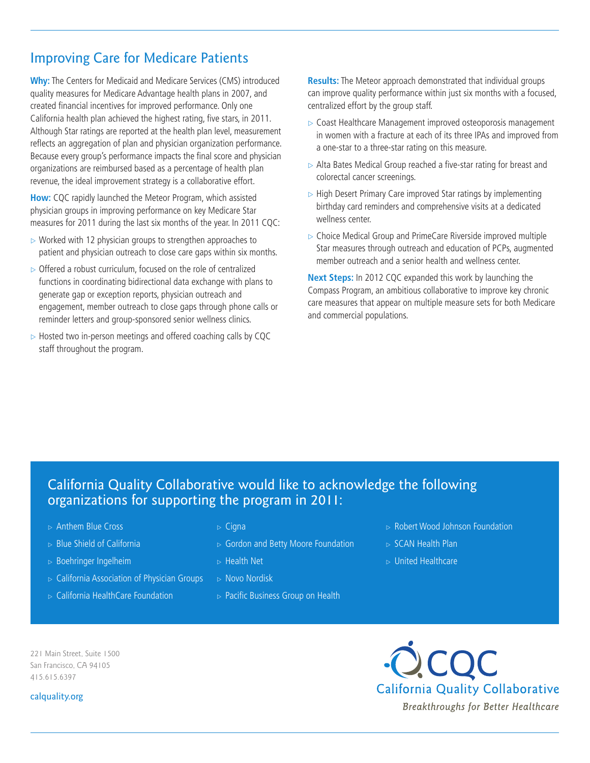## Improving Care for Medicare Patients

**Why:** The Centers for Medicaid and Medicare Services (CMS) introduced quality measures for Medicare Advantage health plans in 2007, and created financial incentives for improved performance. Only one California health plan achieved the highest rating, five stars, in 2011. Although Star ratings are reported at the health plan level, measurement reflects an aggregation of plan and physician organization performance. Because every group's performance impacts the final score and physician organizations are reimbursed based as a percentage of health plan revenue, the ideal improvement strategy is a collaborative effort.

**How:** CQC rapidly launched the Meteor Program, which assisted physician groups in improving performance on key Medicare Star measures for 2011 during the last six months of the year. In 2011 CQC:

- Worked with 12 physician groups to strengthen approaches to patient and physician outreach to close care gaps within six months.
- Offered a robust curriculum, focused on the role of centralized functions in coordinating bidirectional data exchange with plans to generate gap or exception reports, physician outreach and engagement, member outreach to close gaps through phone calls or reminder letters and group-sponsored senior wellness clinics.
- Hosted two in-person meetings and offered coaching calls by CQC staff throughout the program.

**Results:** The Meteor approach demonstrated that individual groups can improve quality performance within just six months with a focused, centralized effort by the group staff.

- Coast Healthcare Management improved osteoporosis management in women with a fracture at each of its three IPAs and improved from a one-star to a three-star rating on this measure.
- Alta Bates Medical Group reached a five-star rating for breast and colorectal cancer screenings.
- High Desert Primary Care improved Star ratings by implementing birthday card reminders and comprehensive visits at a dedicated wellness center.
- Choice Medical Group and PrimeCare Riverside improved multiple Star measures through outreach and education of PCPs, augmented member outreach and a senior health and wellness center.

**Next Steps:** In 2012 CQC expanded this work by launching the Compass Program, an ambitious collaborative to improve key chronic care measures that appear on multiple measure sets for both Medicare and commercial populations.

## California Quality Collaborative would like to acknowledge the following organizations for supporting the program in 2011:

- Anthem Blue Cross
- Blue Shield of California
- Boehringer Ingelheim
- California Association of Physician Groups
- California HealthCare Foundation
- Cigna
- Gordon and Betty Moore Foundation
- Health Net
- Novo Nordisk
- Pacific Business Group on Health
- Robert Wood Johnson Foundation
- SCAN Health Plan
- United Healthcare

221 Main Street, Suite 1500
San Francisco, CA 94105
415.615.6397

calquality.org

CQC
California Quality Collaborative
*Breakthroughs for Better Healthcare*